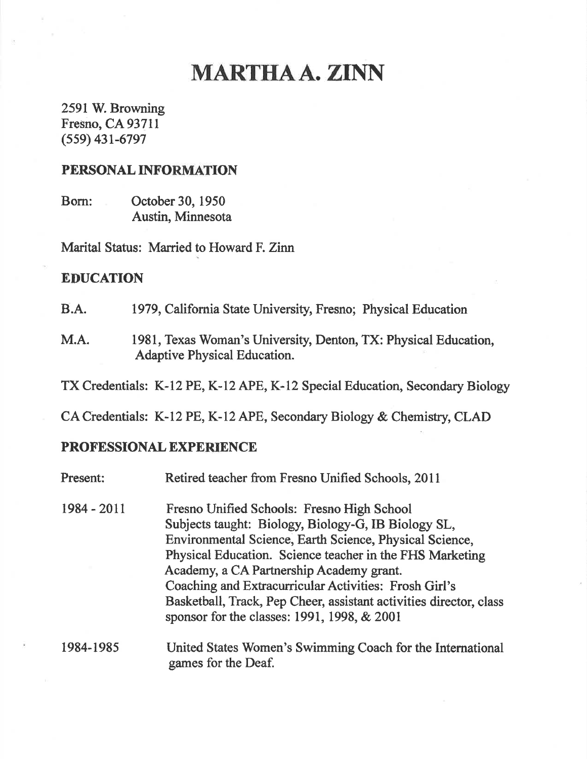# MARTHA A. ZINN

2591 W. Browning
Fresno, CA 93711
(559) 431-6797

## PERSONAL INFORMATION

Born: October 30, 1950
Austin, Minnesota

Marital Status: Married to Howard F. Zinn

## EDUCATION

B.A. 1979, California State University, Fresno; Physical Education

M.A. 1981, Texas Woman's University, Denton, TX: Physical Education, Adaptive Physical Education.

TX Credentials: K-12 PE, K-12 APE, K-12 Special Education, Secondary Biology

CA Credentials: K-12 PE, K-12 APE, Secondary Biology & Chemistry, CLAD

## PROFESSIONAL EXPERIENCE

Present: Retired teacher from Fresno Unified Schools, 2011

1984 - 2011 Fresno Unified Schools: Fresno High School
Subjects taught: Biology, Biology-G, IB Biology SL, Environmental Science, Earth Science, Physical Science, Physical Education. Science teacher in the FHS Marketing Academy, a CA Partnership Academy grant.
Coaching and Extracurricular Activities: Frosh Girl's Basketball, Track, Pep Cheer, assistant activities director, class sponsor for the classes: 1991, 1998, & 2001

1984-1985 United States Women's Swimming Coach for the International games for the Deaf.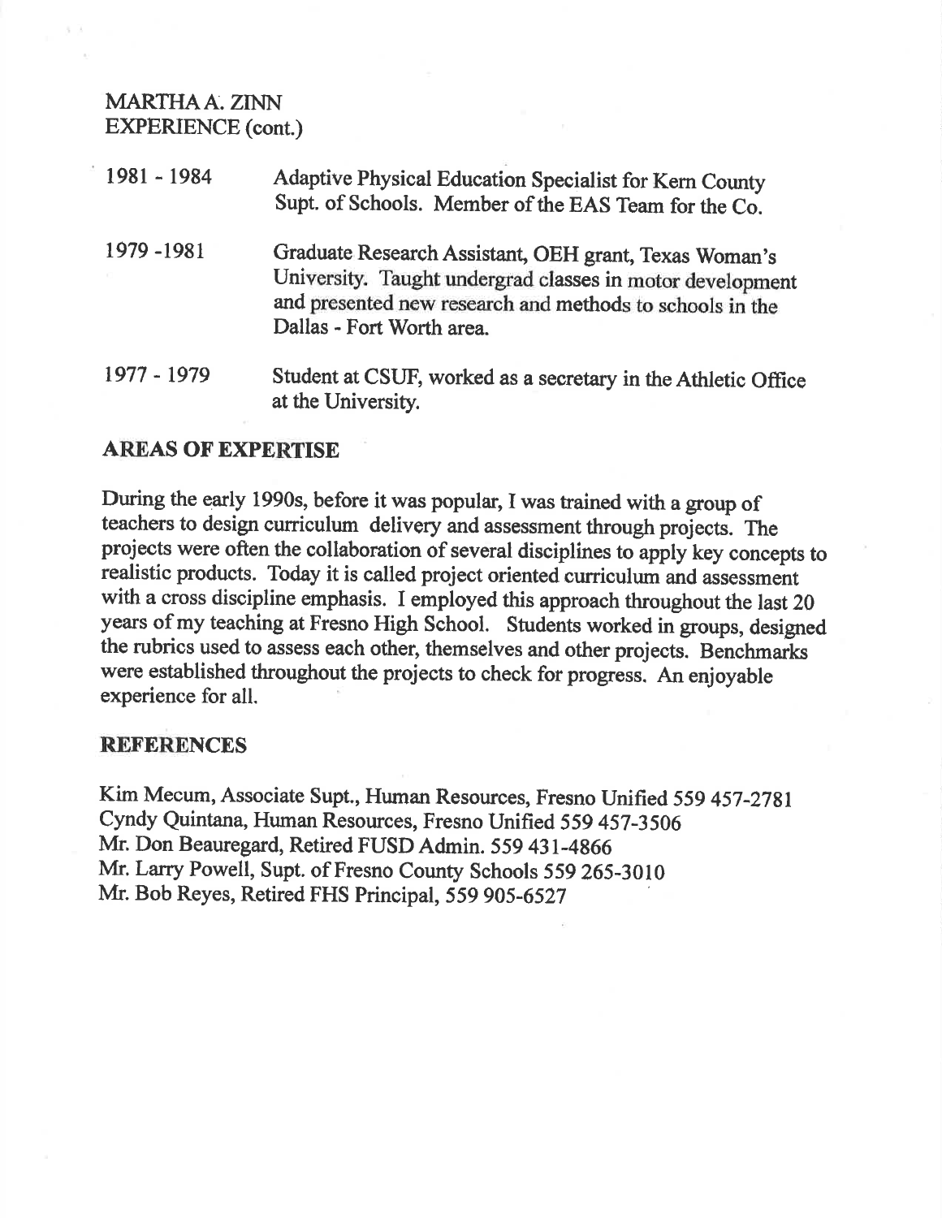MARTHA A. ZINN
EXPERIENCE (cont.)

| | |
|---|---|
| 1981 - 1984 | Adaptive Physical Education Specialist for Kern County Supt. of Schools. Member of the EAS Team for the Co. |
| 1979 -1981 | Graduate Research Assistant, OEH grant, Texas Woman's University. Taught undergrad classes in motor development and presented new research and methods to schools in the Dallas - Fort Worth area. |
| 1977 - 1979 | Student at CSUF, worked as a secretary in the Athletic Office at the University. |

## AREAS OF EXPERTISE

During the early 1990s, before it was popular, I was trained with a group of teachers to design curriculum delivery and assessment through projects. The projects were often the collaboration of several disciplines to apply key concepts to realistic products. Today it is called project oriented curriculum and assessment with a cross discipline emphasis. I employed this approach throughout the last 20 years of my teaching at Fresno High School. Students worked in groups, designed the rubrics used to assess each other, themselves and other projects. Benchmarks were established throughout the projects to check for progress. An enjoyable experience for all.

## REFERENCES

Kim Mecum, Associate Supt., Human Resources, Fresno Unified 559 457-2781
Cyndy Quintana, Human Resources, Fresno Unified 559 457-3506
Mr. Don Beauregard, Retired FUSD Admin. 559 431-4866
Mr. Larry Powell, Supt. of Fresno County Schools 559 265-3010
Mr. Bob Reyes, Retired FHS Principal, 559 905-6527